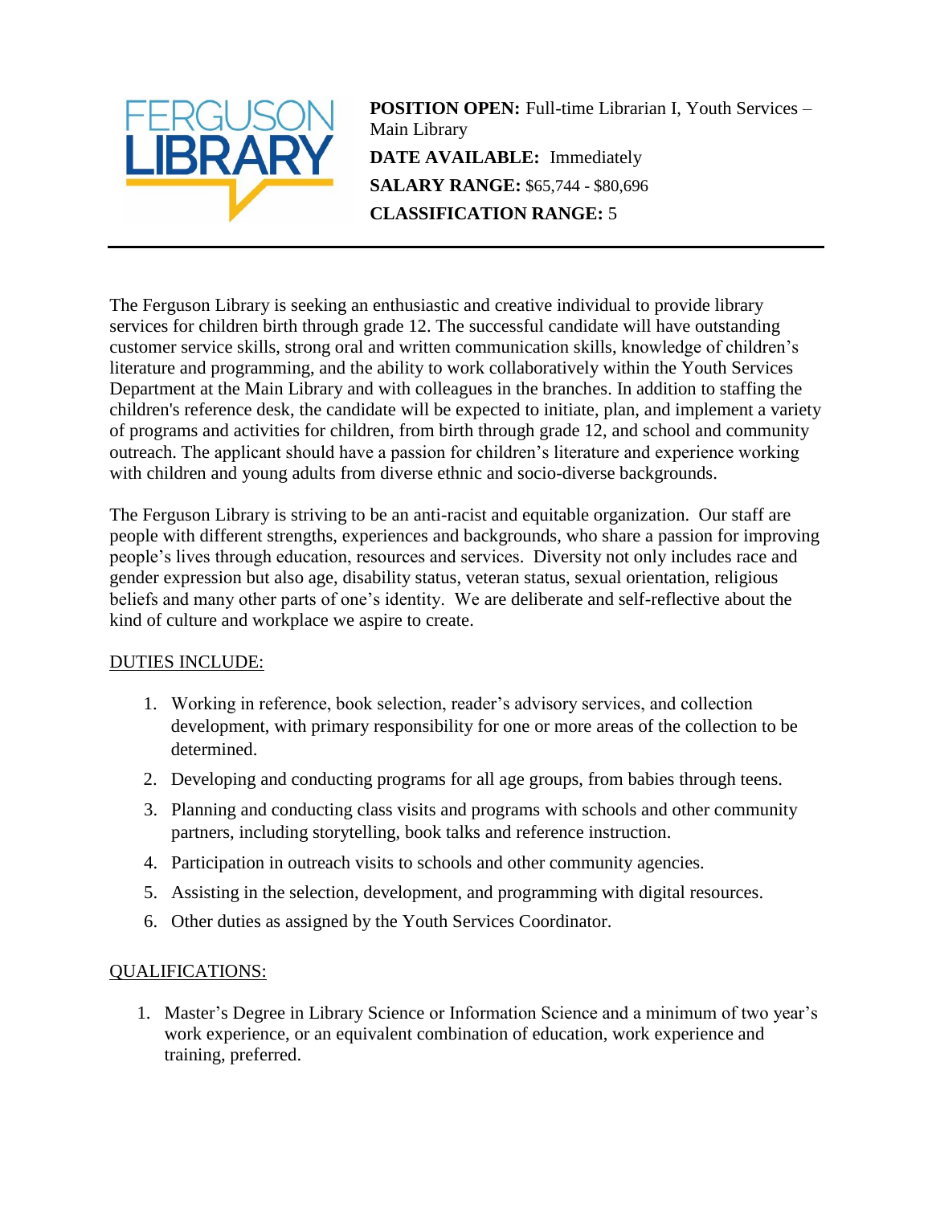FERGUSON LIBRARY

**POSITION OPEN:** Full-time Librarian I, Youth Services – Main Library
**DATE AVAILABLE:** Immediately
**SALARY RANGE:** $65,744 - $80,696
**CLASSIFICATION RANGE:** 5

---

The Ferguson Library is seeking an enthusiastic and creative individual to provide library services for children birth through grade 12. The successful candidate will have outstanding customer service skills, strong oral and written communication skills, knowledge of children's literature and programming, and the ability to work collaboratively within the Youth Services Department at the Main Library and with colleagues in the branches. In addition to staffing the children's reference desk, the candidate will be expected to initiate, plan, and implement a variety of programs and activities for children, from birth through grade 12, and school and community outreach. The applicant should have a passion for children's literature and experience working with children and young adults from diverse ethnic and socio-diverse backgrounds.

The Ferguson Library is striving to be an anti-racist and equitable organization. Our staff are people with different strengths, experiences and backgrounds, who share a passion for improving people's lives through education, resources and services. Diversity not only includes race and gender expression but also age, disability status, veteran status, sexual orientation, religious beliefs and many other parts of one's identity. We are deliberate and self-reflective about the kind of culture and workplace we aspire to create.

## DUTIES INCLUDE:

1. Working in reference, book selection, reader's advisory services, and collection development, with primary responsibility for one or more areas of the collection to be determined.
2. Developing and conducting programs for all age groups, from babies through teens.
3. Planning and conducting class visits and programs with schools and other community partners, including storytelling, book talks and reference instruction.
4. Participation in outreach visits to schools and other community agencies.
5. Assisting in the selection, development, and programming with digital resources.
6. Other duties as assigned by the Youth Services Coordinator.

## QUALIFICATIONS:

1. Master's Degree in Library Science or Information Science and a minimum of two year's work experience, or an equivalent combination of education, work experience and training, preferred.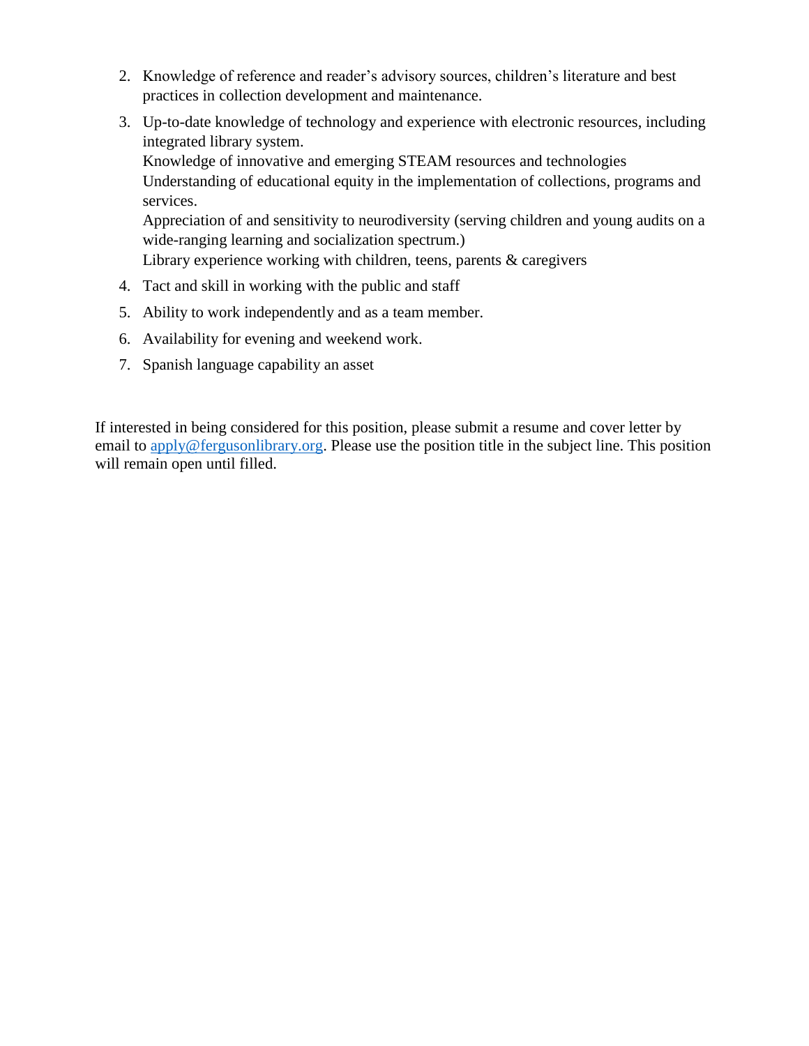2. Knowledge of reference and reader's advisory sources, children's literature and best practices in collection development and maintenance.
3. Up-to-date knowledge of technology and experience with electronic resources, including integrated library system.
   Knowledge of innovative and emerging STEAM resources and technologies
   Understanding of educational equity in the implementation of collections, programs and services.
   Appreciation of and sensitivity to neurodiversity (serving children and young audits on a wide-ranging learning and socialization spectrum.)
   Library experience working with children, teens, parents & caregivers
4. Tact and skill in working with the public and staff
5. Ability to work independently and as a team member.
6. Availability for evening and weekend work.
7. Spanish language capability an asset

If interested in being considered for this position, please submit a resume and cover letter by email to apply@fergusonlibrary.org. Please use the position title in the subject line. This position will remain open until filled.